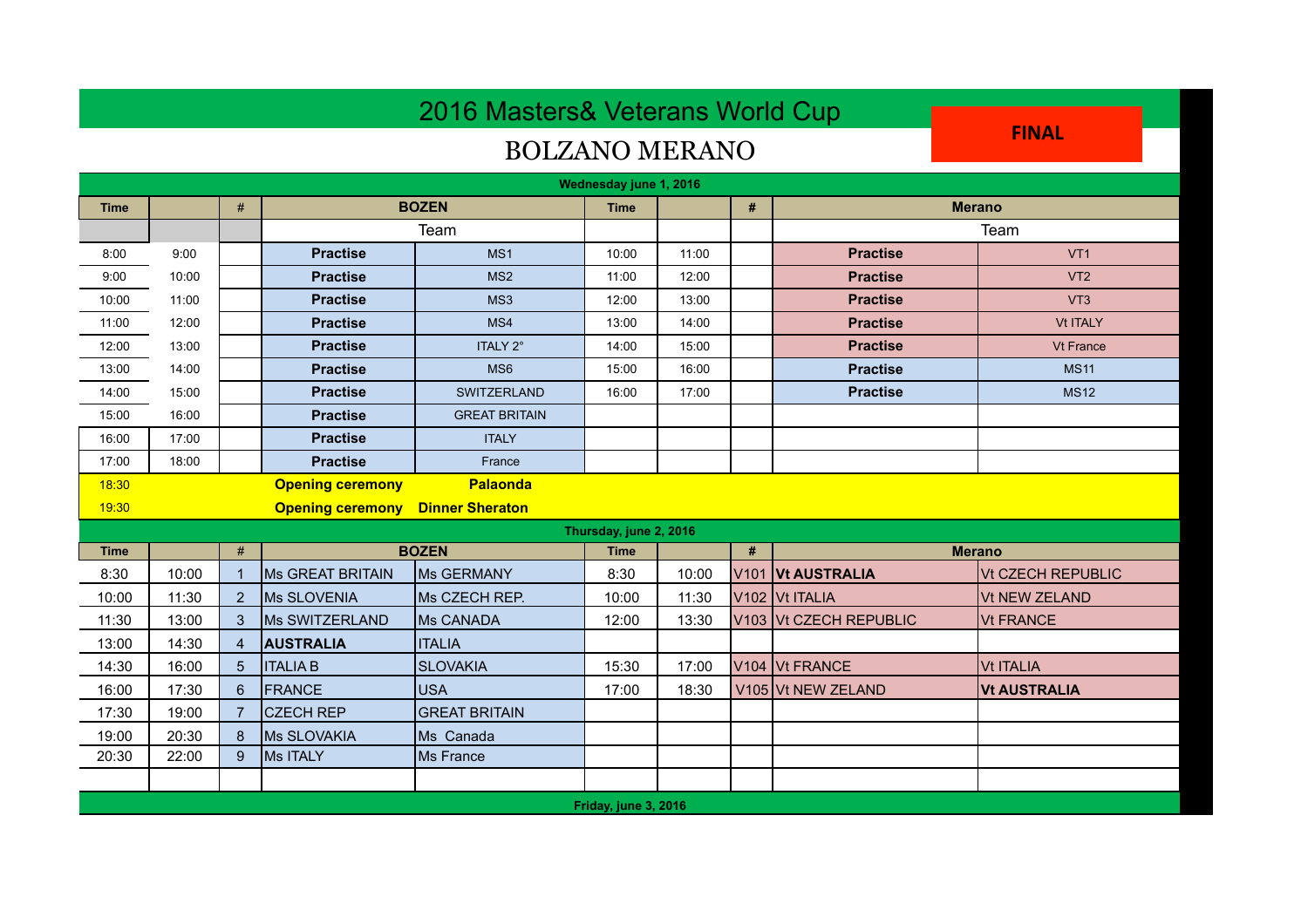# 2016 Masters& Veterans World Cup

## BOLZANO MERANO

**FINAL**

| Time | | # | BOZEN | | Time | | # | Merano | |
|---|---|---|---|---|---|---|---|---|---|
| **Wednesday june 1, 2016** | | | | | | | | | |
| | | | Team | | | | | Team | |
| 8:00 | 9:00 | | **Practise** | MS1 | 10:00 | 11:00 | | **Practise** | VT1 |
| 9:00 | 10:00 | | **Practise** | MS2 | 11:00 | 12:00 | | **Practise** | VT2 |
| 10:00 | 11:00 | | **Practise** | MS3 | 12:00 | 13:00 | | **Practise** | VT3 |
| 11:00 | 12:00 | | **Practise** | MS4 | 13:00 | 14:00 | | **Practise** | Vt ITALY |
| 12:00 | 13:00 | | **Practise** | ITALY 2° | 14:00 | 15:00 | | **Practise** | Vt France |
| 13:00 | 14:00 | | **Practise** | MS6 | 15:00 | 16:00 | | **Practise** | MS11 |
| 14:00 | 15:00 | | **Practise** | SWITZERLAND | 16:00 | 17:00 | | **Practise** | MS12 |
| 15:00 | 16:00 | | **Practise** | GREAT BRITAIN | | | | | |
| 16:00 | 17:00 | | **Practise** | ITALY | | | | | |
| 17:00 | 18:00 | | **Practise** | France | | | | | |
| 18:30 | | | **Opening ceremony** | **Palaonda** | | | | | |
| 19:30 | | | **Opening ceremony** | **Dinner Sheraton** | | | | | |
| **Thursday, june 2, 2016** | | | | | | | | | |
| **Time** | | **#** | **BOZEN** | | **Time** | | **#** | **Merano** | |
| 8:30 | 10:00 | 1 | Ms GREAT BRITAIN | Ms GERMANY | 8:30 | 10:00 | V101 | **Vt AUSTRALIA** | Vt CZECH REPUBLIC |
| 10:00 | 11:30 | 2 | Ms SLOVENIA | Ms CZECH REP. | 10:00 | 11:30 | V102 | Vt ITALIA | Vt NEW ZELAND |
| 11:30 | 13:00 | 3 | Ms SWITZERLAND | Ms CANADA | 12:00 | 13:30 | V103 | Vt CZECH REPUBLIC | Vt FRANCE |
| 13:00 | 14:30 | 4 | **AUSTRALIA** | ITALIA | | | | | |
| 14:30 | 16:00 | 5 | ITALIA B | SLOVAKIA | 15:30 | 17:00 | V104 | Vt FRANCE | Vt ITALIA |
| 16:00 | 17:30 | 6 | FRANCE | USA | 17:00 | 18:30 | V105 | Vt NEW ZELAND | **Vt AUSTRALIA** |
| 17:30 | 19:00 | 7 | CZECH REP | GREAT BRITAIN | | | | | |
| 19:00 | 20:30 | 8 | Ms SLOVAKIA | Ms Canada | | | | | |
| 20:30 | 22:00 | 9 | Ms ITALY | Ms France | | | | | |
| **Friday, june 3, 2016** | | | | | | | | | |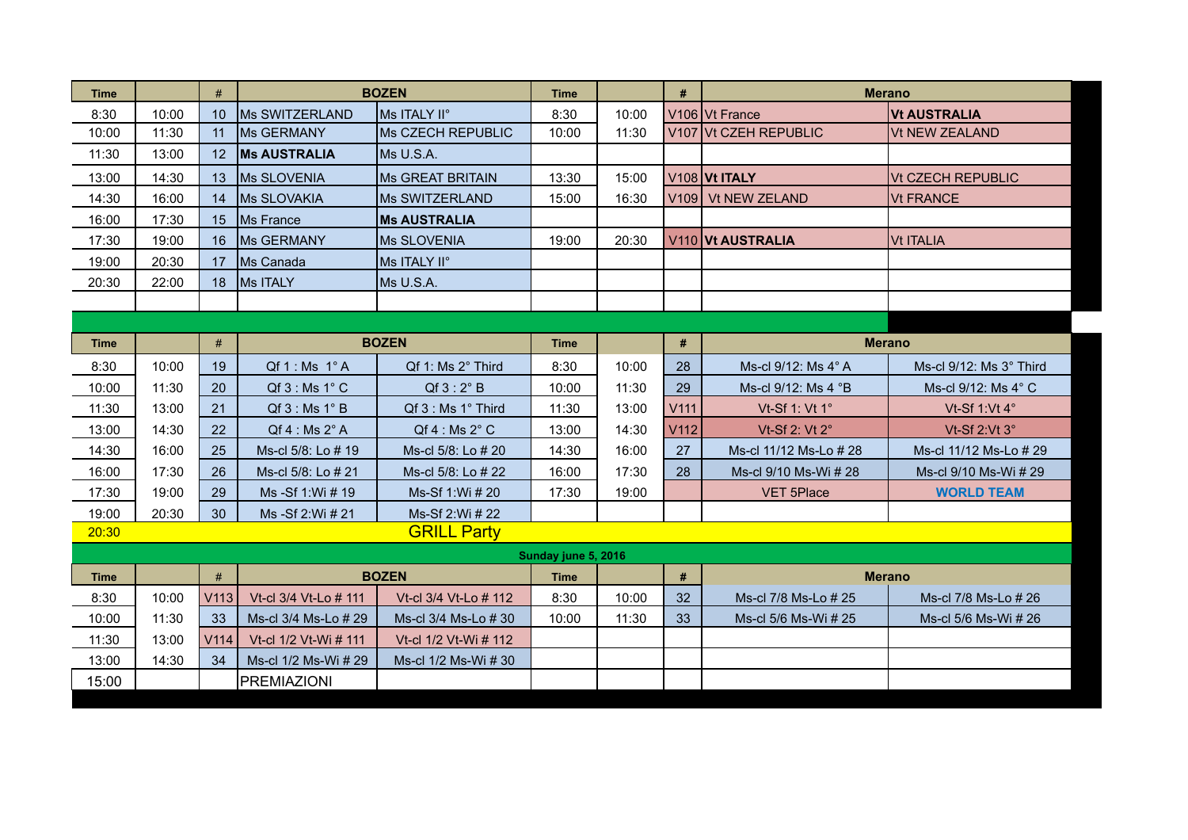| Time | | # | BOZEN | | Time | | # | Merano | |
|---|---|---|---|---|---|---|---|---|---|
| 8:30 | 10:00 | 10 | Ms SWITZERLAND | Ms ITALY II° | 8:30 | 10:00 | V106 | Vt France | **Vt AUSTRALIA** |
| 10:00 | 11:30 | 11 | Ms GERMANY | Ms CZECH REPUBLIC | 10:00 | 11:30 | V107 | Vt CZEH REPUBLIC | Vt NEW ZEALAND |
| 11:30 | 13:00 | 12 | **Ms AUSTRALIA** | Ms U.S.A. | | | | | |
| 13:00 | 14:30 | 13 | Ms SLOVENIA | Ms GREAT BRITAIN | 13:30 | 15:00 | V108 | **Vt ITALY** | Vt CZECH REPUBLIC |
| 14:30 | 16:00 | 14 | Ms SLOVAKIA | Ms SWITZERLAND | 15:00 | 16:30 | V109 | Vt NEW ZELAND | Vt FRANCE |
| 16:00 | 17:30 | 15 | Ms France | **Ms AUSTRALIA** | | | | | |
| 17:30 | 19:00 | 16 | Ms GERMANY | Ms SLOVENIA | 19:00 | 20:30 | V110 | **Vt AUSTRALIA** | Vt ITALIA |
| 19:00 | 20:30 | 17 | Ms Canada | Ms ITALY II° | | | | | |
| 20:30 | 22:00 | 18 | Ms ITALY | Ms U.S.A. | | | | | |

| Time | | # | BOZEN | | Time | | # | Merano | |
|---|---|---|---|---|---|---|---|---|---|
| 8:30 | 10:00 | 19 | Qf 1 : Ms 1° A | Qf 1: Ms 2° Third | 8:30 | 10:00 | 28 | Ms-cl 9/12: Ms 4° A | Ms-cl 9/12: Ms 3° Third |
| 10:00 | 11:30 | 20 | Qf 3 : Ms 1° C | Qf 3 : 2° B | 10:00 | 11:30 | 29 | Ms-cl 9/12: Ms 4 °B | Ms-cl 9/12: Ms 4° C |
| 11:30 | 13:00 | 21 | Qf 3 : Ms 1° B | Qf 3 : Ms 1° Third | 11:30 | 13:00 | V111 | Vt-Sf 1: Vt 1° | Vt-Sf 1:Vt 4° |
| 13:00 | 14:30 | 22 | Qf 4 : Ms 2° A | Qf 4 : Ms 2° C | 13:00 | 14:30 | V112 | Vt-Sf 2: Vt 2° | Vt-Sf 2:Vt 3° |
| 14:30 | 16:00 | 25 | Ms-cl 5/8: Lo # 19 | Ms-cl 5/8: Lo # 20 | 14:30 | 16:00 | 27 | Ms-cl 11/12 Ms-Lo # 28 | Ms-cl 11/12 Ms-Lo # 29 |
| 16:00 | 17:30 | 26 | Ms-cl 5/8: Lo # 21 | Ms-cl 5/8: Lo # 22 | 16:00 | 17:30 | 28 | Ms-cl 9/10 Ms-Wi # 28 | Ms-cl 9/10 Ms-Wi # 29 |
| 17:30 | 19:00 | 29 | Ms -Sf 1:Wi # 19 | Ms-Sf 1:Wi # 20 | 17:30 | 19:00 | | VET 5Place | **WORLD TEAM** |
| 19:00 | 20:30 | 30 | Ms -Sf 2:Wi # 21 | Ms-Sf 2:Wi # 22 | | | | | |
| 20:30 | | | GRILL Party | | | | | | |

**Sunday june 5, 2016**

| Time | | # | BOZEN | | Time | | # | Merano | |
|---|---|---|---|---|---|---|---|---|---|
| 8:30 | 10:00 | V113 | Vt-cl 3/4 Vt-Lo # 111 | Vt-cl 3/4 Vt-Lo # 112 | 8:30 | 10:00 | 32 | Ms-cl 7/8 Ms-Lo # 25 | Ms-cl 7/8 Ms-Lo # 26 |
| 10:00 | 11:30 | 33 | Ms-cl 3/4 Ms-Lo # 29 | Ms-cl 3/4 Ms-Lo # 30 | 10:00 | 11:30 | 33 | Ms-cl 5/6 Ms-Wi # 25 | Ms-cl 5/6 Ms-Wi # 26 |
| 11:30 | 13:00 | V114 | Vt-cl 1/2 Vt-Wi # 111 | Vt-cl 1/2 Vt-Wi # 112 | | | | | |
| 13:00 | 14:30 | 34 | Ms-cl 1/2 Ms-Wi # 29 | Ms-cl 1/2 Ms-Wi # 30 | | | | | |
| 15:00 | | | PREMIAZIONI | | | | | | |